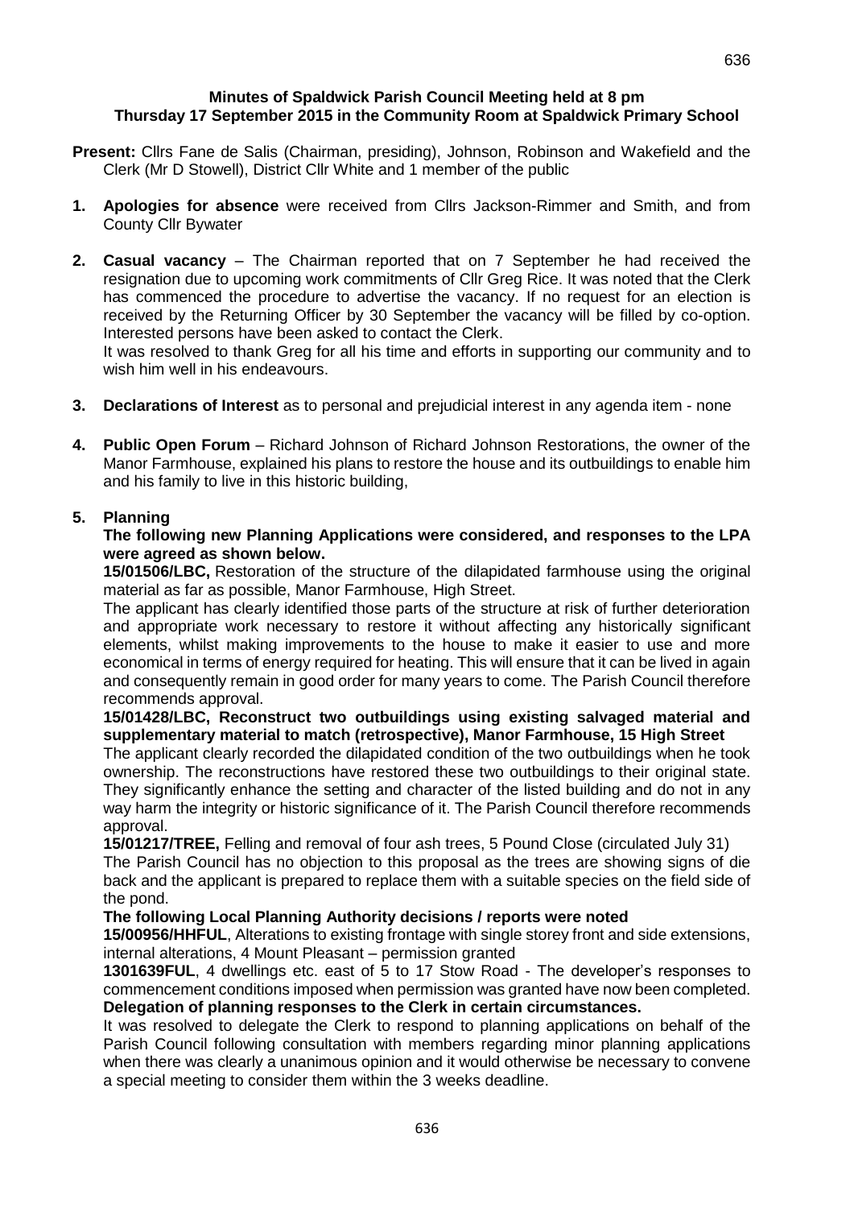**Minutes of Spaldwick Parish Council Meeting held at 8 pm Thursday 17 September 2015 in the Community Room at Spaldwick Primary School**

**Present:** Cllrs Fane de Salis (Chairman, presiding), Johnson, Robinson and Wakefield and the Clerk (Mr D Stowell), District Cllr White and 1 member of the public

1. **Apologies for absence** were received from Cllrs Jackson-Rimmer and Smith, and from County Cllr Bywater

2. **Casual vacancy** – The Chairman reported that on 7 September he had received the resignation due to upcoming work commitments of Cllr Greg Rice. It was noted that the Clerk has commenced the procedure to advertise the vacancy. If no request for an election is received by the Returning Officer by 30 September the vacancy will be filled by co-option. Interested persons have been asked to contact the Clerk.
   It was resolved to thank Greg for all his time and efforts in supporting our community and to wish him well in his endeavours.

3. **Declarations of Interest** as to personal and prejudicial interest in any agenda item - none

4. **Public Open Forum** – Richard Johnson of Richard Johnson Restorations, the owner of the Manor Farmhouse, explained his plans to restore the house and its outbuildings to enable him and his family to live in this historic building,

5. **Planning**

   **The following new Planning Applications were considered, and responses to the LPA were agreed as shown below.**

   **15/01506/LBC,** Restoration of the structure of the dilapidated farmhouse using the original material as far as possible, Manor Farmhouse, High Street.
   The applicant has clearly identified those parts of the structure at risk of further deterioration and appropriate work necessary to restore it without affecting any historically significant elements, whilst making improvements to the house to make it easier to use and more economical in terms of energy required for heating. This will ensure that it can be lived in again and consequently remain in good order for many years to come. The Parish Council therefore recommends approval.

   **15/01428/LBC, Reconstruct two outbuildings using existing salvaged material and supplementary material to match (retrospective), Manor Farmhouse, 15 High Street**
   The applicant clearly recorded the dilapidated condition of the two outbuildings when he took ownership. The reconstructions have restored these two outbuildings to their original state. They significantly enhance the setting and character of the listed building and do not in any way harm the integrity or historic significance of it. The Parish Council therefore recommends approval.

   **15/01217/TREE,** Felling and removal of four ash trees, 5 Pound Close (circulated July 31)
   The Parish Council has no objection to this proposal as the trees are showing signs of die back and the applicant is prepared to replace them with a suitable species on the field side of the pond.

   **The following Local Planning Authority decisions / reports were noted**

   **15/00956/HHFUL**, Alterations to existing frontage with single storey front and side extensions, internal alterations, 4 Mount Pleasant – permission granted

   **1301639FUL**, 4 dwellings etc. east of 5 to 17 Stow Road - The developer's responses to commencement conditions imposed when permission was granted have now been completed.

   **Delegation of planning responses to the Clerk in certain circumstances.**
   It was resolved to delegate the Clerk to respond to planning applications on behalf of the Parish Council following consultation with members regarding minor planning applications when there was clearly a unanimous opinion and it would otherwise be necessary to convene a special meeting to consider them within the 3 weeks deadline.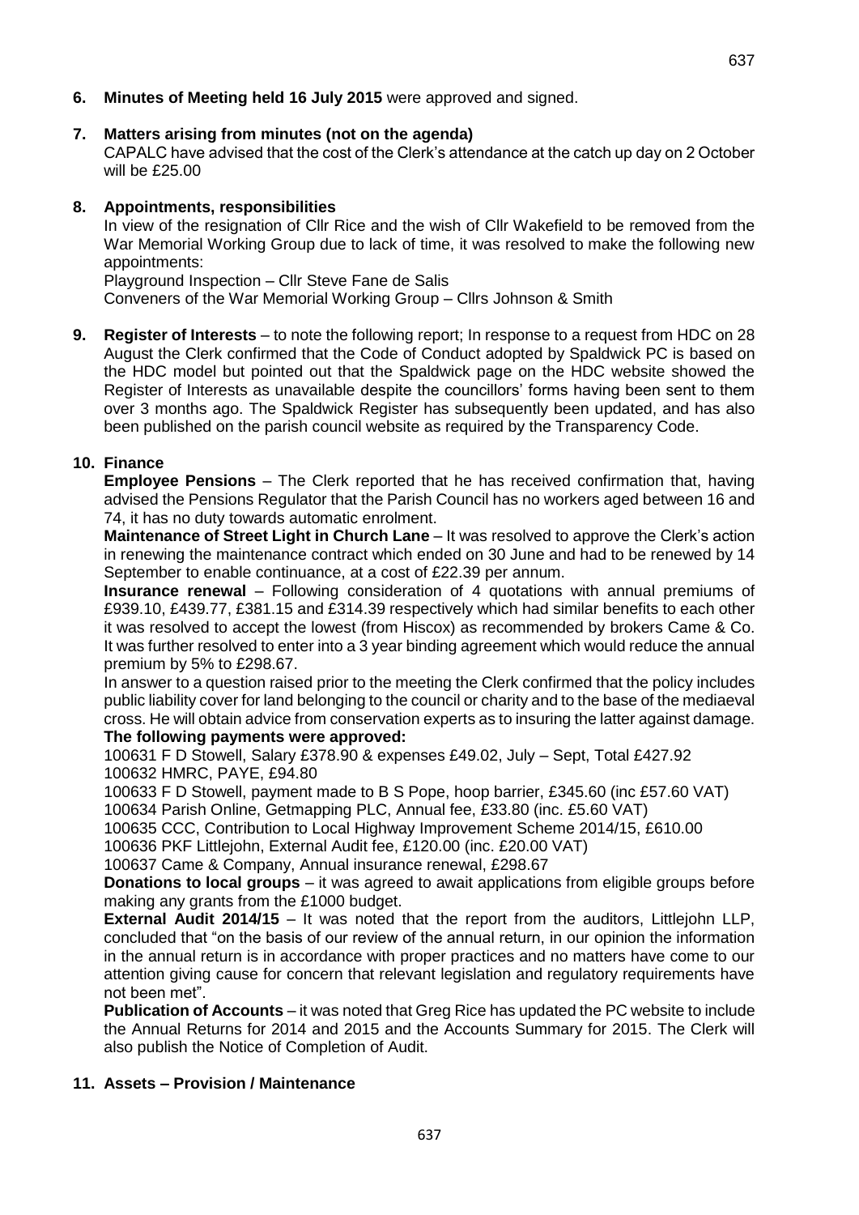**6. Minutes of Meeting held 16 July 2015** were approved and signed.

**7. Matters arising from minutes (not on the agenda)**

CAPALC have advised that the cost of the Clerk's attendance at the catch up day on 2 October will be £25.00

**8. Appointments, responsibilities**

In view of the resignation of Cllr Rice and the wish of Cllr Wakefield to be removed from the War Memorial Working Group due to lack of time, it was resolved to make the following new appointments:

Playground Inspection – Cllr Steve Fane de Salis

Conveners of the War Memorial Working Group – Cllrs Johnson & Smith

**9. Register of Interests** – to note the following report; In response to a request from HDC on 28 August the Clerk confirmed that the Code of Conduct adopted by Spaldwick PC is based on the HDC model but pointed out that the Spaldwick page on the HDC website showed the Register of Interests as unavailable despite the councillors' forms having been sent to them over 3 months ago. The Spaldwick Register has subsequently been updated, and has also been published on the parish council website as required by the Transparency Code.

**10. Finance**

**Employee Pensions** – The Clerk reported that he has received confirmation that, having advised the Pensions Regulator that the Parish Council has no workers aged between 16 and 74, it has no duty towards automatic enrolment.

**Maintenance of Street Light in Church Lane** – It was resolved to approve the Clerk's action in renewing the maintenance contract which ended on 30 June and had to be renewed by 14 September to enable continuance, at a cost of £22.39 per annum.

**Insurance renewal** – Following consideration of 4 quotations with annual premiums of £939.10, £439.77, £381.15 and £314.39 respectively which had similar benefits to each other it was resolved to accept the lowest (from Hiscox) as recommended by brokers Came & Co. It was further resolved to enter into a 3 year binding agreement which would reduce the annual premium by 5% to £298.67.

In answer to a question raised prior to the meeting the Clerk confirmed that the policy includes public liability cover for land belonging to the council or charity and to the base of the mediaeval cross. He will obtain advice from conservation experts as to insuring the latter against damage.

**The following payments were approved:**

100631 F D Stowell, Salary £378.90 & expenses £49.02, July – Sept, Total £427.92
100632 HMRC, PAYE, £94.80
100633 F D Stowell, payment made to B S Pope, hoop barrier, £345.60 (inc £57.60 VAT)
100634 Parish Online, Getmapping PLC, Annual fee, £33.80 (inc. £5.60 VAT)
100635 CCC, Contribution to Local Highway Improvement Scheme 2014/15, £610.00
100636 PKF Littlejohn, External Audit fee, £120.00 (inc. £20.00 VAT)
100637 Came & Company, Annual insurance renewal, £298.67

**Donations to local groups** – it was agreed to await applications from eligible groups before making any grants from the £1000 budget.

**External Audit 2014/15** – It was noted that the report from the auditors, Littlejohn LLP, concluded that "on the basis of our review of the annual return, in our opinion the information in the annual return is in accordance with proper practices and no matters have come to our attention giving cause for concern that relevant legislation and regulatory requirements have not been met".

**Publication of Accounts** – it was noted that Greg Rice has updated the PC website to include the Annual Returns for 2014 and 2015 and the Accounts Summary for 2015. The Clerk will also publish the Notice of Completion of Audit.

**11. Assets – Provision / Maintenance**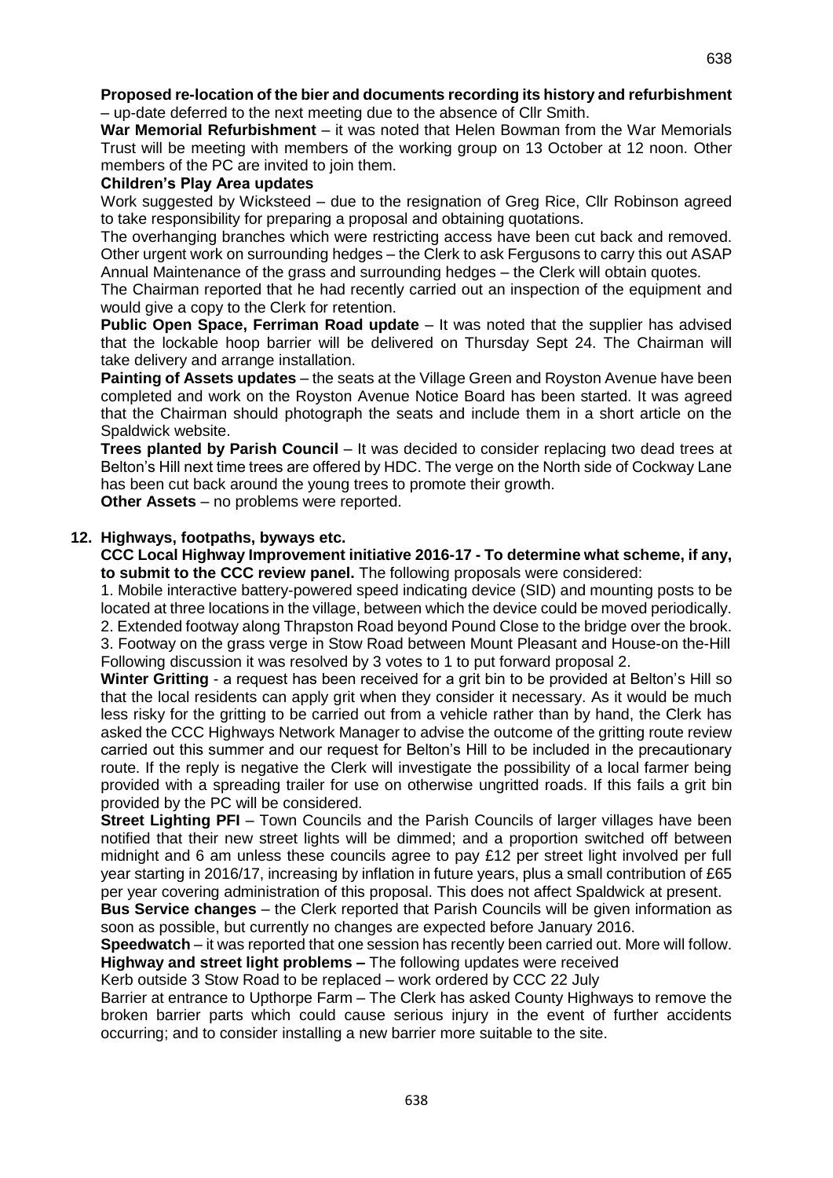**Proposed re-location of the bier and documents recording its history and refurbishment** – up-date deferred to the next meeting due to the absence of Cllr Smith.

**War Memorial Refurbishment** – it was noted that Helen Bowman from the War Memorials Trust will be meeting with members of the working group on 13 October at 12 noon. Other members of the PC are invited to join them.

**Children's Play Area updates**

Work suggested by Wicksteed – due to the resignation of Greg Rice, Cllr Robinson agreed to take responsibility for preparing a proposal and obtaining quotations.

The overhanging branches which were restricting access have been cut back and removed.

Other urgent work on surrounding hedges – the Clerk to ask Fergusons to carry this out ASAP

Annual Maintenance of the grass and surrounding hedges – the Clerk will obtain quotes.

The Chairman reported that he had recently carried out an inspection of the equipment and would give a copy to the Clerk for retention.

**Public Open Space, Ferriman Road update** – It was noted that the supplier has advised that the lockable hoop barrier will be delivered on Thursday Sept 24. The Chairman will take delivery and arrange installation.

**Painting of Assets updates** – the seats at the Village Green and Royston Avenue have been completed and work on the Royston Avenue Notice Board has been started. It was agreed that the Chairman should photograph the seats and include them in a short article on the Spaldwick website.

**Trees planted by Parish Council** – It was decided to consider replacing two dead trees at Belton's Hill next time trees are offered by HDC. The verge on the North side of Cockway Lane has been cut back around the young trees to promote their growth.

**Other Assets** – no problems were reported.

## 12. Highways, footpaths, byways etc.

**CCC Local Highway Improvement initiative 2016-17 - To determine what scheme, if any, to submit to the CCC review panel.** The following proposals were considered:

1. Mobile interactive battery-powered speed indicating device (SID) and mounting posts to be located at three locations in the village, between which the device could be moved periodically.
2. Extended footway along Thrapston Road beyond Pound Close to the bridge over the brook.
3. Footway on the grass verge in Stow Road between Mount Pleasant and House-on the-Hill

Following discussion it was resolved by 3 votes to 1 to put forward proposal 2.

**Winter Gritting** - a request has been received for a grit bin to be provided at Belton's Hill so that the local residents can apply grit when they consider it necessary. As it would be much less risky for the gritting to be carried out from a vehicle rather than by hand, the Clerk has asked the CCC Highways Network Manager to advise the outcome of the gritting route review carried out this summer and our request for Belton's Hill to be included in the precautionary route. If the reply is negative the Clerk will investigate the possibility of a local farmer being provided with a spreading trailer for use on otherwise ungritted roads. If this fails a grit bin provided by the PC will be considered.

**Street Lighting PFI** – Town Councils and the Parish Councils of larger villages have been notified that their new street lights will be dimmed; and a proportion switched off between midnight and 6 am unless these councils agree to pay £12 per street light involved per full year starting in 2016/17, increasing by inflation in future years, plus a small contribution of £65 per year covering administration of this proposal. This does not affect Spaldwick at present.

**Bus Service changes** – the Clerk reported that Parish Councils will be given information as soon as possible, but currently no changes are expected before January 2016.

**Speedwatch** – it was reported that one session has recently been carried out. More will follow.

**Highway and street light problems –** The following updates were received

Kerb outside 3 Stow Road to be replaced – work ordered by CCC 22 July

Barrier at entrance to Upthorpe Farm – The Clerk has asked County Highways to remove the broken barrier parts which could cause serious injury in the event of further accidents occurring; and to consider installing a new barrier more suitable to the site.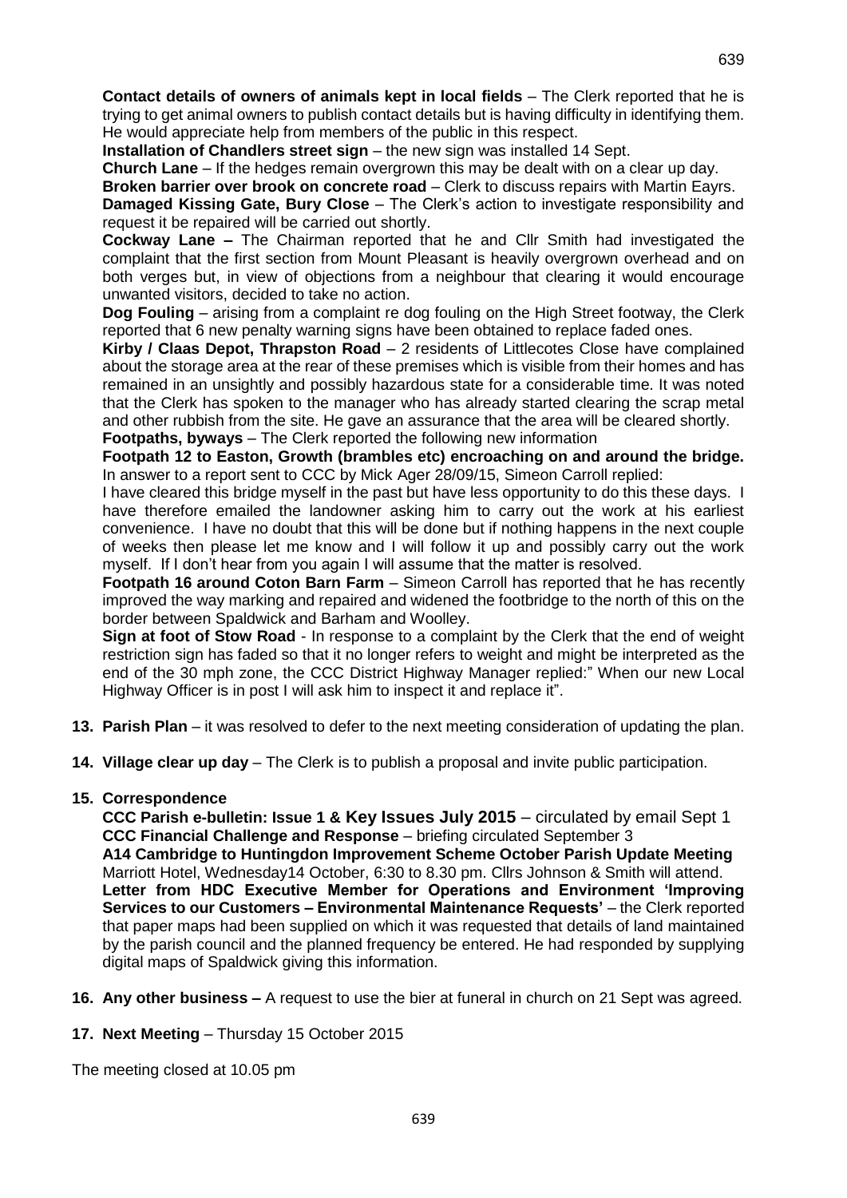**Contact details of owners of animals kept in local fields** – The Clerk reported that he is trying to get animal owners to publish contact details but is having difficulty in identifying them. He would appreciate help from members of the public in this respect.

**Installation of Chandlers street sign** – the new sign was installed 14 Sept.

**Church Lane** – If the hedges remain overgrown this may be dealt with on a clear up day.

**Broken barrier over brook on concrete road** – Clerk to discuss repairs with Martin Eayrs.

**Damaged Kissing Gate, Bury Close** – The Clerk's action to investigate responsibility and request it be repaired will be carried out shortly.

**Cockway Lane –** The Chairman reported that he and Cllr Smith had investigated the complaint that the first section from Mount Pleasant is heavily overgrown overhead and on both verges but, in view of objections from a neighbour that clearing it would encourage unwanted visitors, decided to take no action.

**Dog Fouling** – arising from a complaint re dog fouling on the High Street footway, the Clerk reported that 6 new penalty warning signs have been obtained to replace faded ones.

**Kirby / Claas Depot, Thrapston Road** – 2 residents of Littlecotes Close have complained about the storage area at the rear of these premises which is visible from their homes and has remained in an unsightly and possibly hazardous state for a considerable time. It was noted that the Clerk has spoken to the manager who has already started clearing the scrap metal and other rubbish from the site. He gave an assurance that the area will be cleared shortly.

**Footpaths, byways** – The Clerk reported the following new information

**Footpath 12 to Easton, Growth (brambles etc) encroaching on and around the bridge.** In answer to a report sent to CCC by Mick Ager 28/09/15, Simeon Carroll replied:

I have cleared this bridge myself in the past but have less opportunity to do this these days. I have therefore emailed the landowner asking him to carry out the work at his earliest convenience. I have no doubt that this will be done but if nothing happens in the next couple of weeks then please let me know and I will follow it up and possibly carry out the work myself. If I don't hear from you again I will assume that the matter is resolved.

**Footpath 16 around Coton Barn Farm** – Simeon Carroll has reported that he has recently improved the way marking and repaired and widened the footbridge to the north of this on the border between Spaldwick and Barham and Woolley.

**Sign at foot of Stow Road** - In response to a complaint by the Clerk that the end of weight restriction sign has faded so that it no longer refers to weight and might be interpreted as the end of the 30 mph zone, the CCC District Highway Manager replied:" When our new Local Highway Officer is in post I will ask him to inspect it and replace it".

**13. Parish Plan** – it was resolved to defer to the next meeting consideration of updating the plan.

**14. Village clear up day** – The Clerk is to publish a proposal and invite public participation.

**15. Correspondence**

**CCC Parish e-bulletin: Issue 1 & Key Issues July 2015** – circulated by email Sept 1

**CCC Financial Challenge and Response** – briefing circulated September 3

**A14 Cambridge to Huntingdon Improvement Scheme October Parish Update Meeting** Marriott Hotel, Wednesday14 October, 6:30 to 8.30 pm. Cllrs Johnson & Smith will attend.

**Letter from HDC Executive Member for Operations and Environment 'Improving Services to our Customers – Environmental Maintenance Requests'** – the Clerk reported that paper maps had been supplied on which it was requested that details of land maintained by the parish council and the planned frequency be entered. He had responded by supplying digital maps of Spaldwick giving this information.

**16. Any other business –** A request to use the bier at funeral in church on 21 Sept was agreed.

**17. Next Meeting** – Thursday 15 October 2015

The meeting closed at 10.05 pm